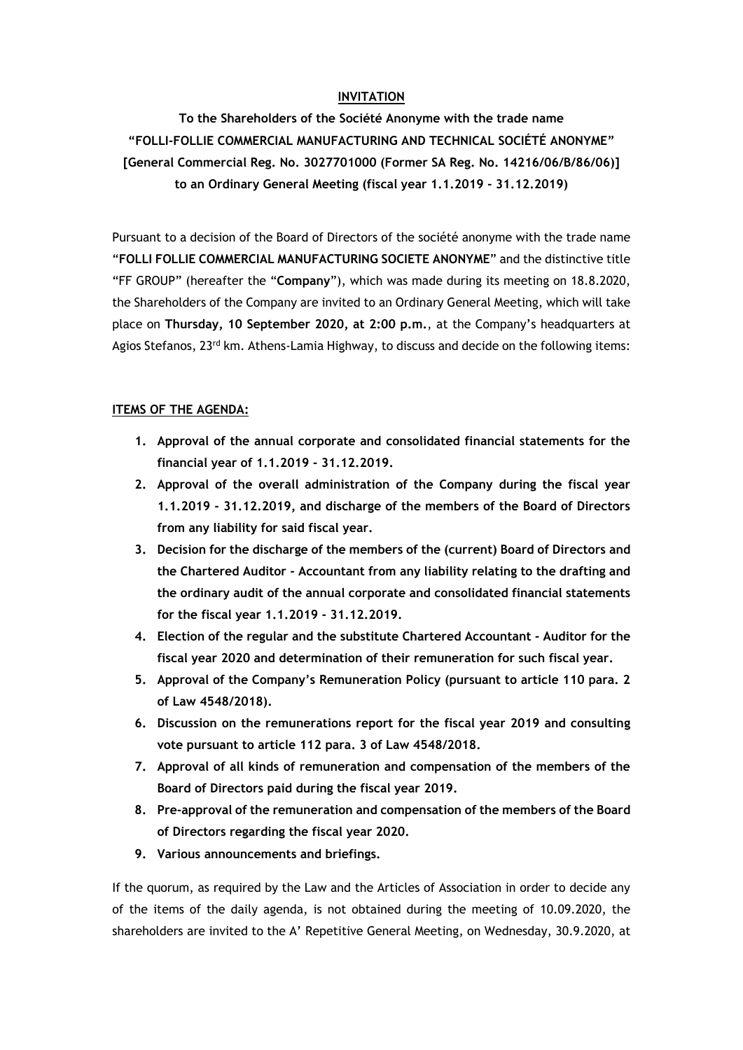**INVITATION**

**To the Shareholders of the Société Anonyme with the trade name "FOLLI-FOLLIE COMMERCIAL MANUFACTURING AND TECHNICAL SOCIÉTÉ ANONYME" [General Commercial Reg. No. 3027701000 (Former SA Reg. No. 14216/06/B/86/06)] to an Ordinary General Meeting (fiscal year 1.1.2019 - 31.12.2019)**

Pursuant to a decision of the Board of Directors of the société anonyme with the trade name "**FOLLI FOLLIE COMMERCIAL MANUFACTURING SOCIETE ANONYME**" and the distinctive title "FF GROUP" (hereafter the "**Company**"), which was made during its meeting on 18.8.2020, the Shareholders of the Company are invited to an Ordinary General Meeting, which will take place on **Thursday, 10 September 2020, at 2:00 p.m.**, at the Company's headquarters at Agios Stefanos, 23rd km. Athens-Lamia Highway, to discuss and decide on the following items:

**ITEMS OF THE AGENDA:**

1. **Approval of the annual corporate and consolidated financial statements for the financial year of 1.1.2019 - 31.12.2019.**
2. **Approval of the overall administration of the Company during the fiscal year 1.1.2019 - 31.12.2019, and discharge of the members of the Board of Directors from any liability for said fiscal year.**
3. **Decision for the discharge of the members of the (current) Board of Directors and the Chartered Auditor - Accountant from any liability relating to the drafting and the ordinary audit of the annual corporate and consolidated financial statements for the fiscal year 1.1.2019 - 31.12.2019.**
4. **Election of the regular and the substitute Chartered Accountant - Auditor for the fiscal year 2020 and determination of their remuneration for such fiscal year.**
5. **Approval of the Company's Remuneration Policy (pursuant to article 110 para. 2 of Law 4548/2018).**
6. **Discussion on the remunerations report for the fiscal year 2019 and consulting vote pursuant to article 112 para. 3 of Law 4548/2018.**
7. **Approval of all kinds of remuneration and compensation of the members of the Board of Directors paid during the fiscal year 2019.**
8. **Pre-approval of the remuneration and compensation of the members of the Board of Directors regarding the fiscal year 2020.**
9. **Various announcements and briefings.**

If the quorum, as required by the Law and the Articles of Association in order to decide any of the items of the daily agenda, is not obtained during the meeting of 10.09.2020, the shareholders are invited to the A' Repetitive General Meeting, on Wednesday, 30.9.2020, at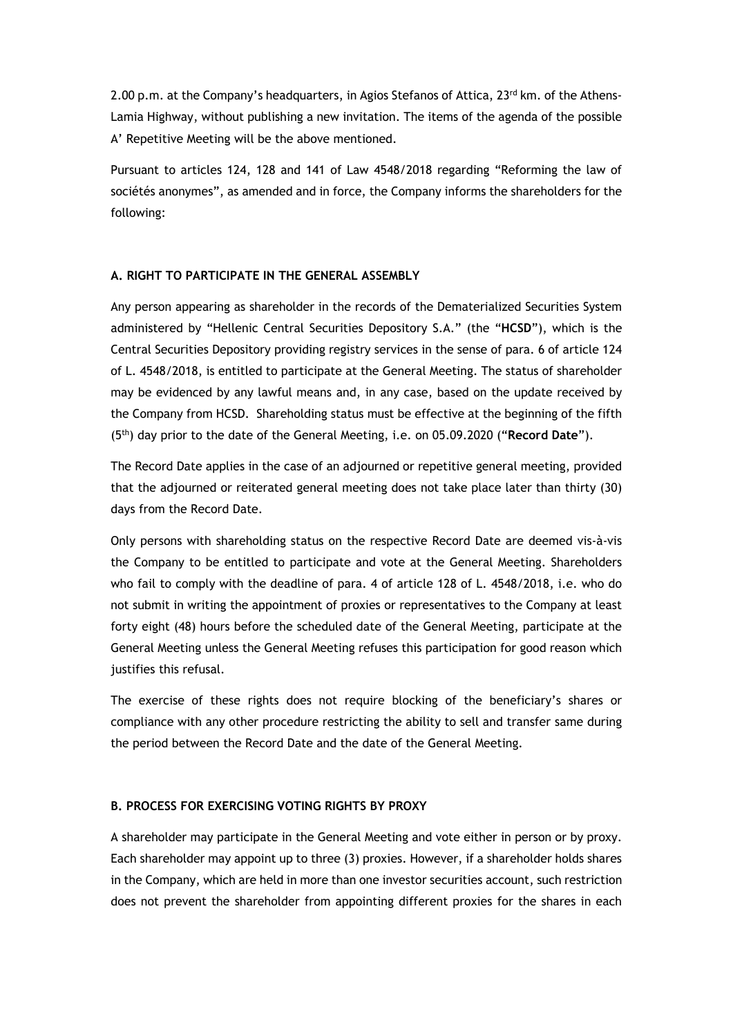2.00 p.m. at the Company's headquarters, in Agios Stefanos of Attica, 23rd km. of the Athens-Lamia Highway, without publishing a new invitation. The items of the agenda of the possible A' Repetitive Meeting will be the above mentioned.

Pursuant to articles 124, 128 and 141 of Law 4548/2018 regarding "Reforming the law of sociétés anonymes", as amended and in force, the Company informs the shareholders for the following:

### A. RIGHT TO PARTICIPATE IN THE GENERAL ASSEMBLY

Any person appearing as shareholder in the records of the Dematerialized Securities System administered by "Hellenic Central Securities Depository S.A." (the "**HCSD**"), which is the Central Securities Depository providing registry services in the sense of para. 6 of article 124 of L. 4548/2018, is entitled to participate at the General Meeting. The status of shareholder may be evidenced by any lawful means and, in any case, based on the update received by the Company from HCSD. Shareholding status must be effective at the beginning of the fifth (5th) day prior to the date of the General Meeting, i.e. on 05.09.2020 ("**Record Date**").

The Record Date applies in the case of an adjourned or repetitive general meeting, provided that the adjourned or reiterated general meeting does not take place later than thirty (30) days from the Record Date.

Only persons with shareholding status on the respective Record Date are deemed vis-à-vis the Company to be entitled to participate and vote at the General Meeting. Shareholders who fail to comply with the deadline of para. 4 of article 128 of L. 4548/2018, i.e. who do not submit in writing the appointment of proxies or representatives to the Company at least forty eight (48) hours before the scheduled date of the General Meeting, participate at the General Meeting unless the General Meeting refuses this participation for good reason which justifies this refusal.

The exercise of these rights does not require blocking of the beneficiary's shares or compliance with any other procedure restricting the ability to sell and transfer same during the period between the Record Date and the date of the General Meeting.

### B. PROCESS FOR EXERCISING VOTING RIGHTS BY PROXY

A shareholder may participate in the General Meeting and vote either in person or by proxy. Each shareholder may appoint up to three (3) proxies. However, if a shareholder holds shares in the Company, which are held in more than one investor securities account, such restriction does not prevent the shareholder from appointing different proxies for the shares in each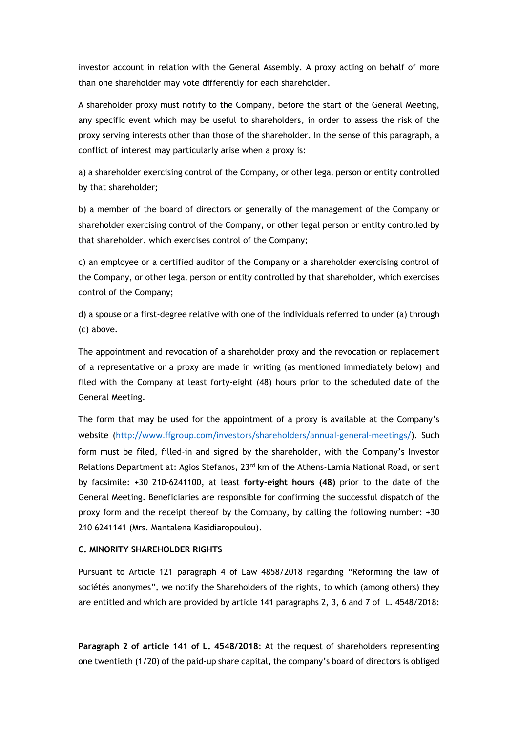investor account in relation with the General Assembly. A proxy acting on behalf of more than one shareholder may vote differently for each shareholder.

A shareholder proxy must notify to the Company, before the start of the General Meeting, any specific event which may be useful to shareholders, in order to assess the risk of the proxy serving interests other than those of the shareholder. In the sense of this paragraph, a conflict of interest may particularly arise when a proxy is:

a) a shareholder exercising control of the Company, or other legal person or entity controlled by that shareholder;

b) a member of the board of directors or generally of the management of the Company or shareholder exercising control of the Company, or other legal person or entity controlled by that shareholder, which exercises control of the Company;

c) an employee or a certified auditor of the Company or a shareholder exercising control of the Company, or other legal person or entity controlled by that shareholder, which exercises control of the Company;

d) a spouse or a first-degree relative with one of the individuals referred to under (a) through (c) above.

The appointment and revocation of a shareholder proxy and the revocation or replacement of a representative or a proxy are made in writing (as mentioned immediately below) and filed with the Company at least forty-eight (48) hours prior to the scheduled date of the General Meeting.

The form that may be used for the appointment of a proxy is available at the Company's website (http://www.ffgroup.com/investors/shareholders/annual-general-meetings/). Such form must be filed, filled-in and signed by the shareholder, with the Company's Investor Relations Department at: Agios Stefanos, 23rd km of the Athens-Lamia National Road, or sent by facsimile: +30 210-6241100, at least **forty-eight hours (48)** prior to the date of the General Meeting. Beneficiaries are responsible for confirming the successful dispatch of the proxy form and the receipt thereof by the Company, by calling the following number: +30 210 6241141 (Mrs. Mantalena Kasidiaropoulou).

**C. MINORITY SHAREHOLDER RIGHTS**

Pursuant to Article 121 paragraph 4 of Law 4858/2018 regarding "Reforming the law of sociétés anonymes", we notify the Shareholders of the rights, to which (among others) they are entitled and which are provided by article 141 paragraphs 2, 3, 6 and 7 of L. 4548/2018:

**Paragraph 2 of article 141 of L. 4548/2018**: At the request of shareholders representing one twentieth (1/20) of the paid-up share capital, the company's board of directors is obliged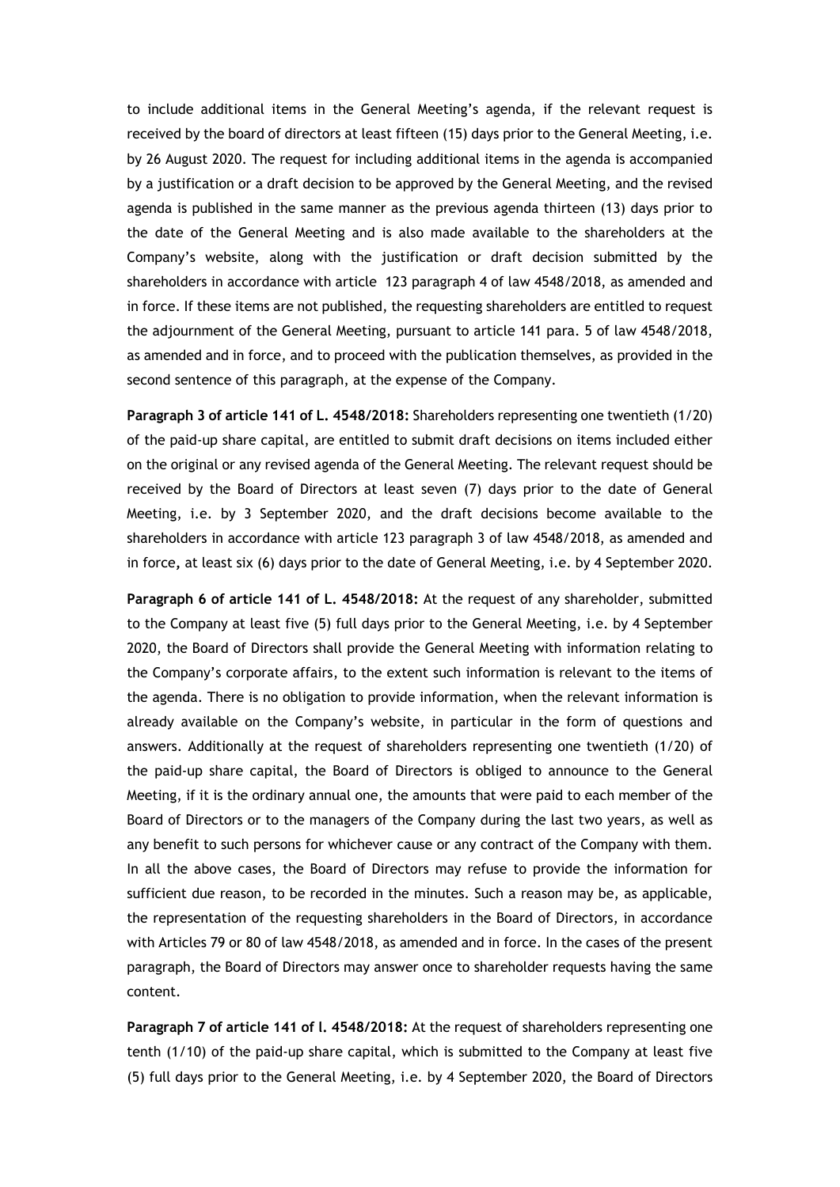to include additional items in the General Meeting's agenda, if the relevant request is received by the board of directors at least fifteen (15) days prior to the General Meeting, i.e. by 26 August 2020. The request for including additional items in the agenda is accompanied by a justification or a draft decision to be approved by the General Meeting, and the revised agenda is published in the same manner as the previous agenda thirteen (13) days prior to the date of the General Meeting and is also made available to the shareholders at the Company's website, along with the justification or draft decision submitted by the shareholders in accordance with article 123 paragraph 4 of law 4548/2018, as amended and in force. If these items are not published, the requesting shareholders are entitled to request the adjournment of the General Meeting, pursuant to article 141 para. 5 of law 4548/2018, as amended and in force, and to proceed with the publication themselves, as provided in the second sentence of this paragraph, at the expense of the Company.

**Paragraph 3 of article 141 of L. 4548/2018:** Shareholders representing one twentieth (1/20) of the paid-up share capital, are entitled to submit draft decisions on items included either on the original or any revised agenda of the General Meeting. The relevant request should be received by the Board of Directors at least seven (7) days prior to the date of General Meeting, i.e. by 3 September 2020, and the draft decisions become available to the shareholders in accordance with article 123 paragraph 3 of law 4548/2018, as amended and in force, at least six (6) days prior to the date of General Meeting, i.e. by 4 September 2020.

**Paragraph 6 of article 141 of L. 4548/2018:** At the request of any shareholder, submitted to the Company at least five (5) full days prior to the General Meeting, i.e. by 4 September 2020, the Board of Directors shall provide the General Meeting with information relating to the Company's corporate affairs, to the extent such information is relevant to the items of the agenda. There is no obligation to provide information, when the relevant information is already available on the Company's website, in particular in the form of questions and answers. Additionally at the request of shareholders representing one twentieth (1/20) of the paid-up share capital, the Board of Directors is obliged to announce to the General Meeting, if it is the ordinary annual one, the amounts that were paid to each member of the Board of Directors or to the managers of the Company during the last two years, as well as any benefit to such persons for whichever cause or any contract of the Company with them. In all the above cases, the Board of Directors may refuse to provide the information for sufficient due reason, to be recorded in the minutes. Such a reason may be, as applicable, the representation of the requesting shareholders in the Board of Directors, in accordance with Articles 79 or 80 of law 4548/2018, as amended and in force. In the cases of the present paragraph, the Board of Directors may answer once to shareholder requests having the same content.

**Paragraph 7 of article 141 of l. 4548/2018:** At the request of shareholders representing one tenth (1/10) of the paid-up share capital, which is submitted to the Company at least five (5) full days prior to the General Meeting, i.e. by 4 September 2020, the Board of Directors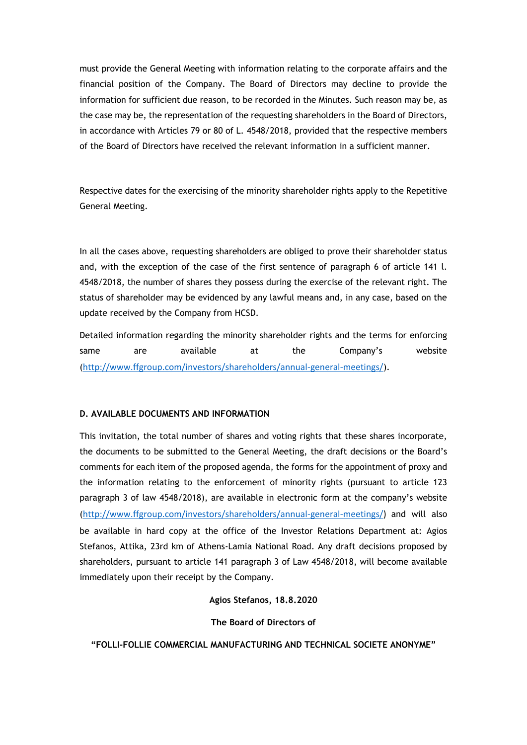must provide the General Meeting with information relating to the corporate affairs and the financial position of the Company. The Board of Directors may decline to provide the information for sufficient due reason, to be recorded in the Minutes. Such reason may be, as the case may be, the representation of the requesting shareholders in the Board of Directors, in accordance with Articles 79 or 80 of L. 4548/2018, provided that the respective members of the Board of Directors have received the relevant information in a sufficient manner.

Respective dates for the exercising of the minority shareholder rights apply to the Repetitive General Meeting.

In all the cases above, requesting shareholders are obliged to prove their shareholder status and, with the exception of the case of the first sentence of paragraph 6 of article 141 l. 4548/2018, the number of shares they possess during the exercise of the relevant right. The status of shareholder may be evidenced by any lawful means and, in any case, based on the update received by the Company from HCSD.

Detailed information regarding the minority shareholder rights and the terms for enforcing same are available at the Company's website (http://www.ffgroup.com/investors/shareholders/annual-general-meetings/).

**D. AVAILABLE DOCUMENTS AND INFORMATION**

This invitation, the total number of shares and voting rights that these shares incorporate, the documents to be submitted to the General Meeting, the draft decisions or the Board's comments for each item of the proposed agenda, the forms for the appointment of proxy and the information relating to the enforcement of minority rights (pursuant to article 123 paragraph 3 of law 4548/2018), are available in electronic form at the company's website (http://www.ffgroup.com/investors/shareholders/annual-general-meetings/) and will also be available in hard copy at the office of the Investor Relations Department at: Agios Stefanos, Attika, 23rd km of Athens-Lamia National Road. Any draft decisions proposed by shareholders, pursuant to article 141 paragraph 3 of Law 4548/2018, will become available immediately upon their receipt by the Company.

**Agios Stefanos, 18.8.2020**

**The Board of Directors of**

**"FOLLI-FOLLIE COMMERCIAL MANUFACTURING AND TECHNICAL SOCIETE ANONYME"**